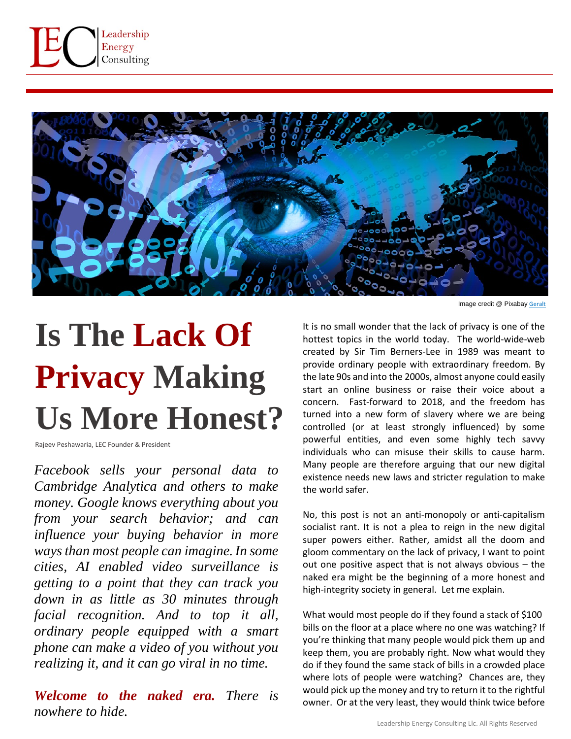Leadership Energy Consulting

Image credit @ Pixabay Geralt

# Is The Lack Of Privacy Making Us More Honest?

Rajeev Peshawaria, LEC Founder & President

*Facebook sells your personal data to Cambridge Analytica and others to make money. Google knows everything about you from your search behavior; and can influence your buying behavior in more ways than most people can imagine. In some cities, AI enabled video surveillance is getting to a point that they can track you down in as little as 30 minutes through facial recognition. And to top it all, ordinary people equipped with a smart phone can make a video of you without you realizing it, and it can go viral in no time.*

***Welcome to the naked era.*** *There is nowhere to hide.*

It is no small wonder that the lack of privacy is one of the hottest topics in the world today. The world-wide-web created by Sir Tim Berners-Lee in 1989 was meant to provide ordinary people with extraordinary freedom. By the late 90s and into the 2000s, almost anyone could easily start an online business or raise their voice about a concern. Fast-forward to 2018, and the freedom has turned into a new form of slavery where we are being controlled (or at least strongly influenced) by some powerful entities, and even some highly tech savvy individuals who can misuse their skills to cause harm. Many people are therefore arguing that our new digital existence needs new laws and stricter regulation to make the world safer.

No, this post is not an anti-monopoly or anti-capitalism socialist rant. It is not a plea to reign in the new digital super powers either. Rather, amidst all the doom and gloom commentary on the lack of privacy, I want to point out one positive aspect that is not always obvious – the naked era might be the beginning of a more honest and high-integrity society in general. Let me explain.

What would most people do if they found a stack of $100 bills on the floor at a place where no one was watching? If you're thinking that many people would pick them up and keep them, you are probably right. Now what would they do if they found the same stack of bills in a crowded place where lots of people were watching? Chances are, they would pick up the money and try to return it to the rightful owner. Or at the very least, they would think twice before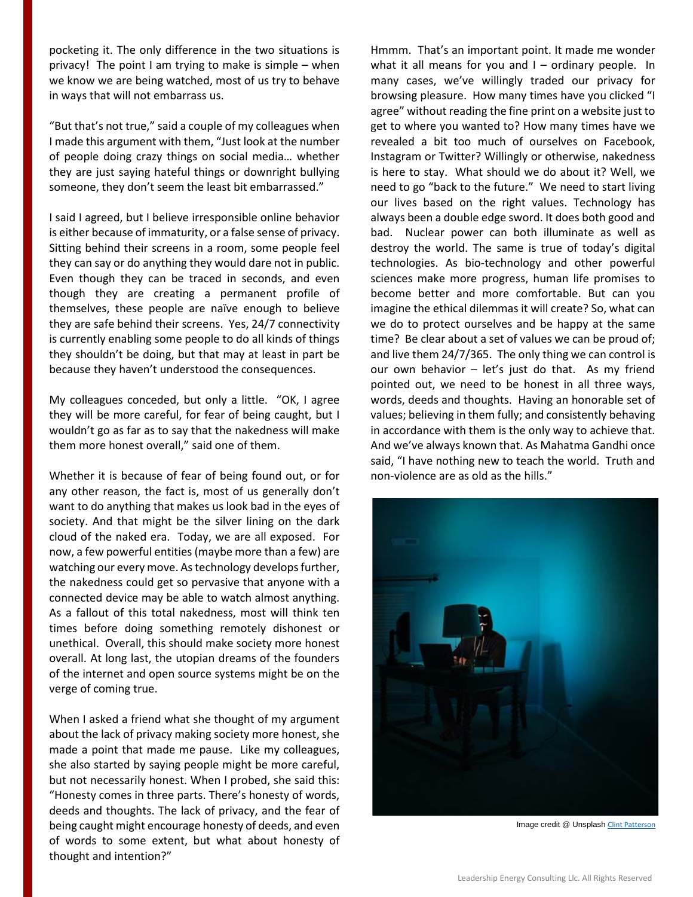pocketing it. The only difference in the two situations is privacy! The point I am trying to make is simple – when we know we are being watched, most of us try to behave in ways that will not embarrass us.

"But that's not true," said a couple of my colleagues when I made this argument with them, "Just look at the number of people doing crazy things on social media… whether they are just saying hateful things or downright bullying someone, they don't seem the least bit embarrassed."

I said I agreed, but I believe irresponsible online behavior is either because of immaturity, or a false sense of privacy. Sitting behind their screens in a room, some people feel they can say or do anything they would dare not in public. Even though they can be traced in seconds, and even though they are creating a permanent profile of themselves, these people are naïve enough to believe they are safe behind their screens. Yes, 24/7 connectivity is currently enabling some people to do all kinds of things they shouldn't be doing, but that may at least in part be because they haven't understood the consequences.

My colleagues conceded, but only a little. "OK, I agree they will be more careful, for fear of being caught, but I wouldn't go as far as to say that the nakedness will make them more honest overall," said one of them.

Whether it is because of fear of being found out, or for any other reason, the fact is, most of us generally don't want to do anything that makes us look bad in the eyes of society. And that might be the silver lining on the dark cloud of the naked era. Today, we are all exposed. For now, a few powerful entities (maybe more than a few) are watching our every move. As technology develops further, the nakedness could get so pervasive that anyone with a connected device may be able to watch almost anything. As a fallout of this total nakedness, most will think ten times before doing something remotely dishonest or unethical. Overall, this should make society more honest overall. At long last, the utopian dreams of the founders of the internet and open source systems might be on the verge of coming true.

When I asked a friend what she thought of my argument about the lack of privacy making society more honest, she made a point that made me pause. Like my colleagues, she also started by saying people might be more careful, but not necessarily honest. When I probed, she said this: "Honesty comes in three parts. There's honesty of words, deeds and thoughts. The lack of privacy, and the fear of being caught might encourage honesty of deeds, and even of words to some extent, but what about honesty of thought and intention?"

Hmmm. That's an important point. It made me wonder what it all means for you and I – ordinary people. In many cases, we've willingly traded our privacy for browsing pleasure. How many times have you clicked "I agree" without reading the fine print on a website just to get to where you wanted to? How many times have we revealed a bit too much of ourselves on Facebook, Instagram or Twitter? Willingly or otherwise, nakedness is here to stay. What should we do about it? Well, we need to go "back to the future." We need to start living our lives based on the right values. Technology has always been a double edge sword. It does both good and bad. Nuclear power can both illuminate as well as destroy the world. The same is true of today's digital technologies. As bio-technology and other powerful sciences make more progress, human life promises to become better and more comfortable. But can you imagine the ethical dilemmas it will create? So, what can we do to protect ourselves and be happy at the same time? Be clear about a set of values we can be proud of; and live them 24/7/365. The only thing we can control is our own behavior – let's just do that. As my friend pointed out, we need to be honest in all three ways, words, deeds and thoughts. Having an honorable set of values; believing in them fully; and consistently behaving in accordance with them is the only way to achieve that. And we've always known that. As Mahatma Gandhi once said, "I have nothing new to teach the world. Truth and non-violence are as old as the hills."

Image credit @ Unsplash Clint Patterson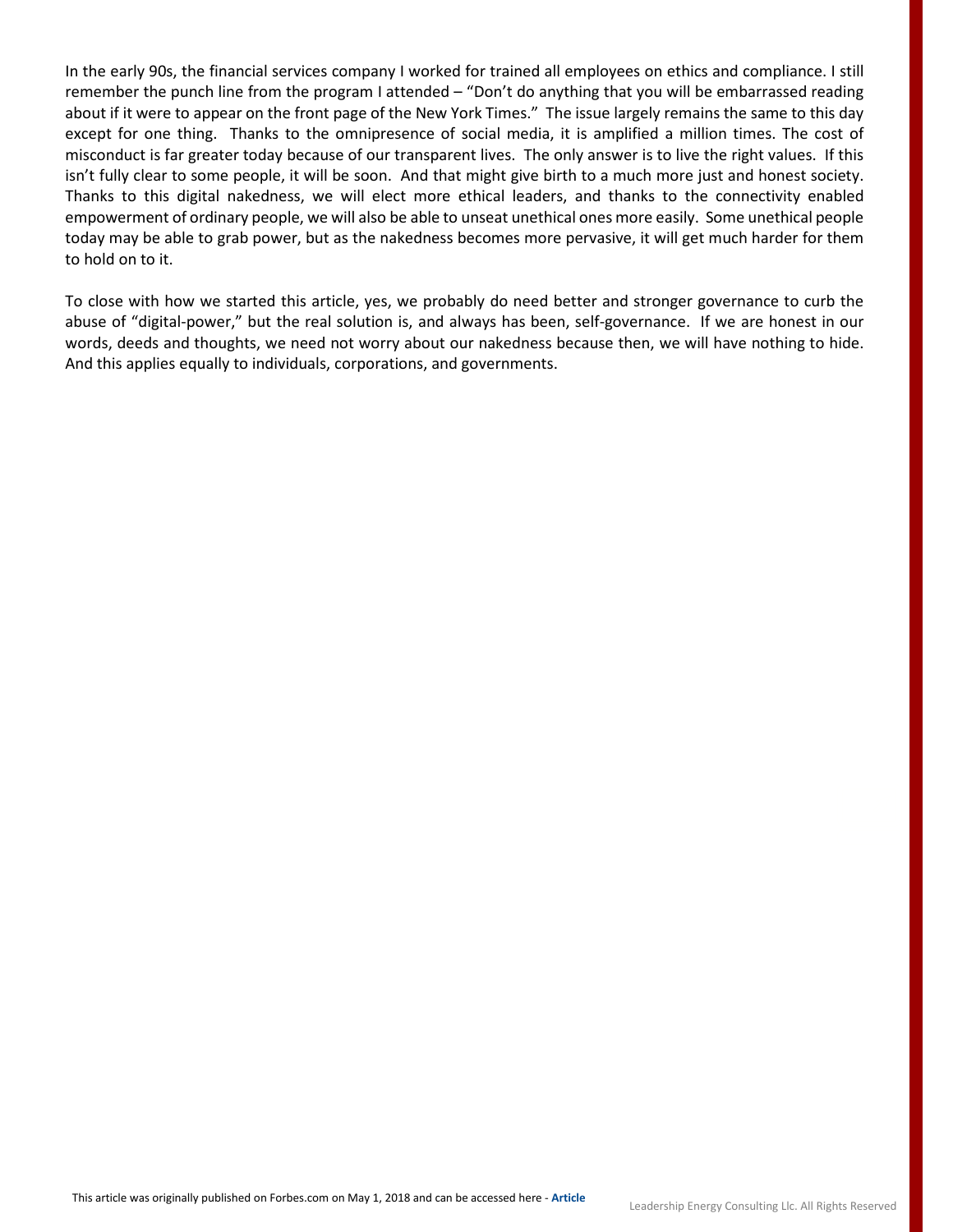In the early 90s, the financial services company I worked for trained all employees on ethics and compliance. I still remember the punch line from the program I attended – "Don't do anything that you will be embarrassed reading about if it were to appear on the front page of the New York Times." The issue largely remains the same to this day except for one thing. Thanks to the omnipresence of social media, it is amplified a million times. The cost of misconduct is far greater today because of our transparent lives. The only answer is to live the right values. If this isn't fully clear to some people, it will be soon. And that might give birth to a much more just and honest society. Thanks to this digital nakedness, we will elect more ethical leaders, and thanks to the connectivity enabled empowerment of ordinary people, we will also be able to unseat unethical ones more easily. Some unethical people today may be able to grab power, but as the nakedness becomes more pervasive, it will get much harder for them to hold on to it.

To close with how we started this article, yes, we probably do need better and stronger governance to curb the abuse of "digital-power," but the real solution is, and always has been, self-governance. If we are honest in our words, deeds and thoughts, we need not worry about our nakedness because then, we will have nothing to hide. And this applies equally to individuals, corporations, and governments.

This article was originally published on Forbes.com on May 1, 2018 and can be accessed here - **Article**

Leadership Energy Consulting Llc. All Rights Reserved